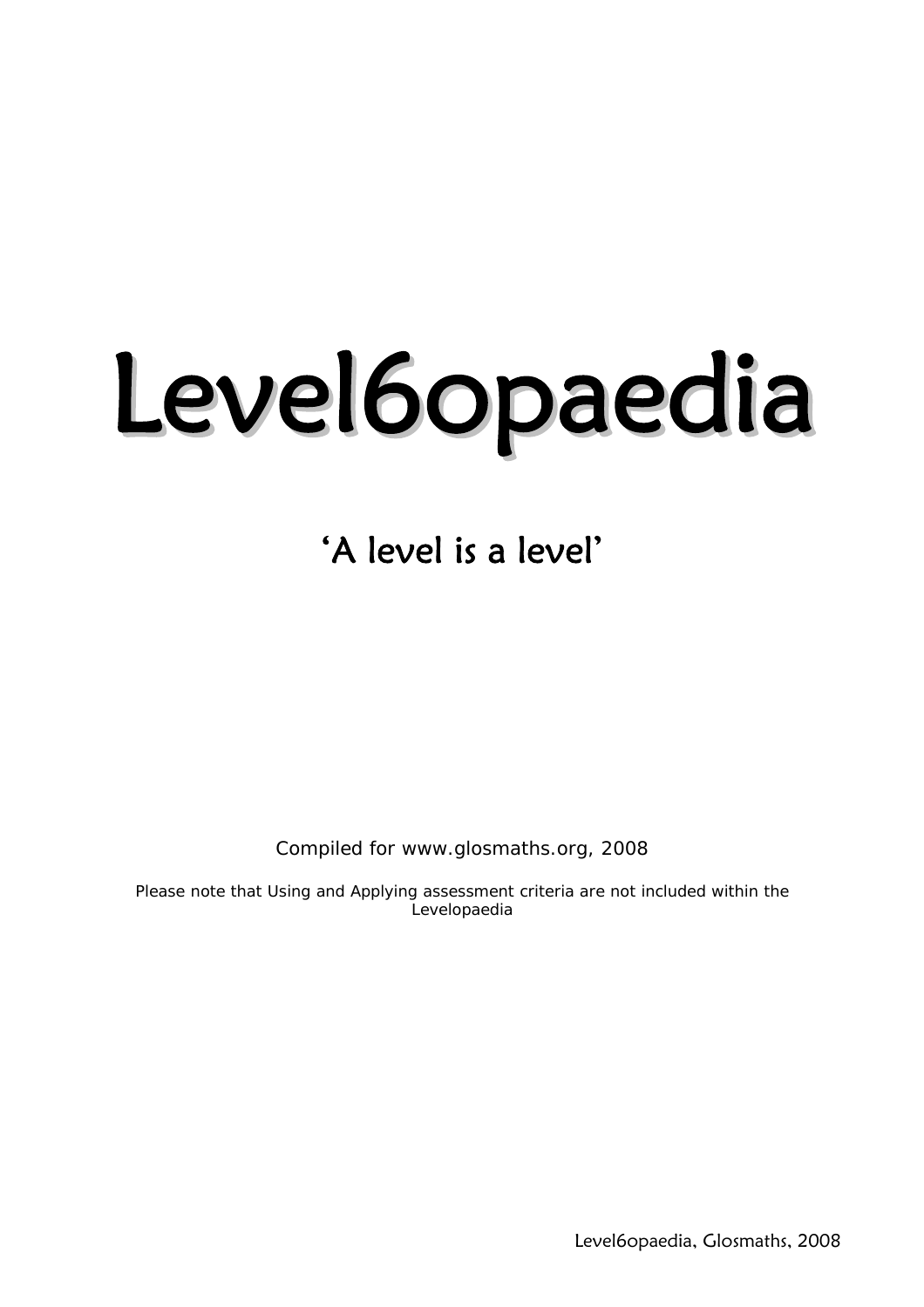# Level6opaedia

## 'A level is a level'

Compiled for www.glosmaths.org, 2008

Please note that Using and Applying assessment criteria are not included within the Levelopaedia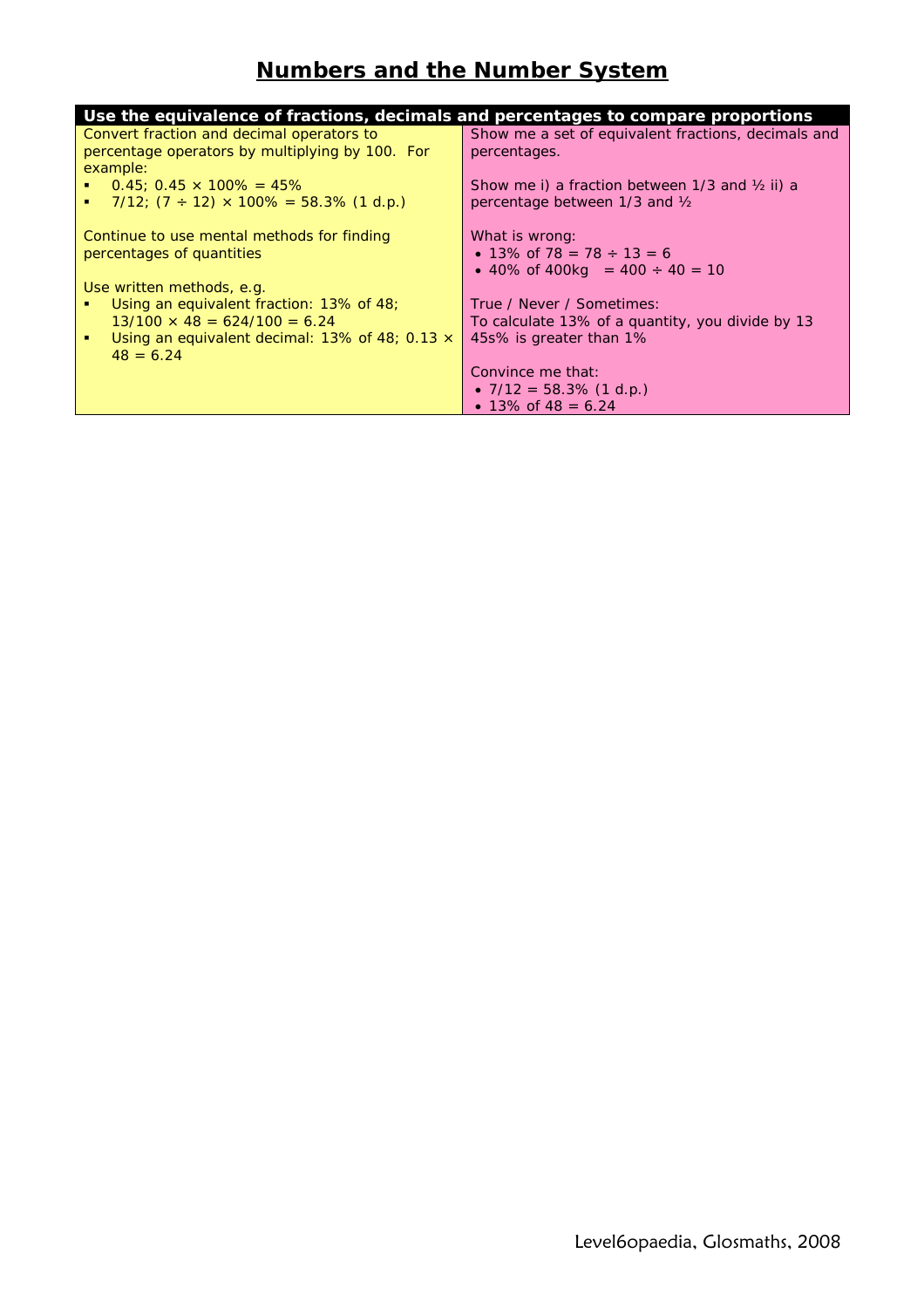# Numbers and the Number System

| Use the equivalence of fractions, decimals and percentages to compare proportions | |
|---|---|
| Convert fraction and decimal operators to percentage operators by multiplying by 100. For example:<br>▪ 0.45; $0.45 \times 100\% = 45\%$<br>▪ 7/12; $(7 \div 12) \times 100\% = 58.3\%$ (1 d.p.)<br><br>Continue to use mental methods for finding percentages of quantities<br><br>Use written methods, e.g.<br>▪ Using an equivalent fraction: 13% of 48; $13/100 \times 48 = 624/100 = 6.24$<br>▪ Using an equivalent decimal: 13% of 48; $0.13 \times 48 = 6.24$ | Show me a set of equivalent fractions, decimals and percentages.<br><br>Show me i) a fraction between 1/3 and ½ ii) a percentage between 1/3 and ½<br><br>What is wrong:<br>• 13% of 78 = $78 \div 13 = 6$<br>• 40% of 400kg = $400 \div 40 = 10$<br><br>True / Never / Sometimes:<br>To calculate 13% of a quantity, you divide by 13<br>45s% is greater than 1%<br><br>Convince me that:<br>• 7/12 = 58.3% (1 d.p.)<br>• 13% of 48 = 6.24 |

Level6opaedia, Glosmaths, 2008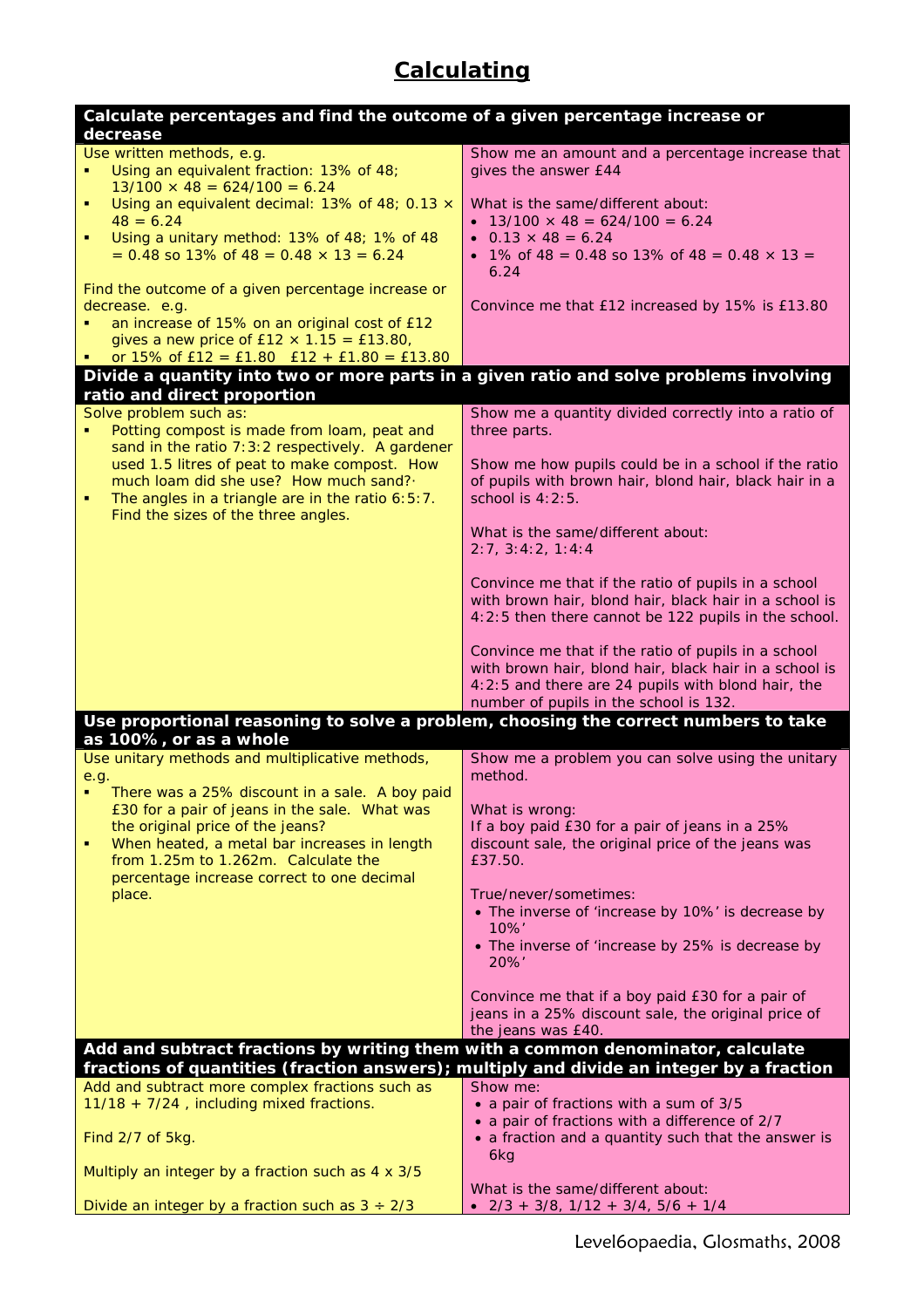# Calculating

| Calculate percentages and find the outcome of a given percentage increase or decrease | |
|---|---|
| Use written methods, e.g.<br>▪ Using an equivalent fraction: 13% of 48; $13/100 \times 48 = 624/100 = 6.24$<br>▪ Using an equivalent decimal: 13% of 48; $0.13 \times 48 = 6.24$<br>▪ Using a unitary method: 13% of 48; 1% of 48 $= 0.48$ so 13% of 48 $= 0.48 \times 13 = 6.24$<br><br>Find the outcome of a given percentage increase or decrease. e.g.<br>▪ an increase of 15% on an original cost of £12 gives a new price of £12 × 1.15 = £13.80,<br>▪ or 15% of £12 = £1.80 £12 + £1.80 = £13.80 | Show me an amount and a percentage increase that gives the answer £44<br><br>What is the same/different about:<br>• $13/100 \times 48 = 624/100 = 6.24$<br>• $0.13 \times 48 = 6.24$<br>• 1% of 48 $= 0.48$ so 13% of 48 $= 0.48 \times 13 = 6.24$<br><br>Convince me that £12 increased by 15% is £13.80 |
| **Divide a quantity into two or more parts in a given ratio and solve problems involving ratio and direct proportion** | |
| Solve problem such as:<br>▪ Potting compost is made from loam, peat and sand in the ratio 7:3:2 respectively. A gardener used 1.5 litres of peat to make compost. How much loam did she use? How much sand?·<br>▪ The angles in a triangle are in the ratio 6:5:7. Find the sizes of the three angles. | Show me a quantity divided correctly into a ratio of three parts.<br><br>Show me how pupils could be in a school if the ratio of pupils with brown hair, blond hair, black hair in a school is 4:2:5.<br><br>What is the same/different about:<br>2:7, 3:4:2, 1:4:4<br><br>Convince me that if the ratio of pupils in a school with brown hair, blond hair, black hair in a school is 4:2:5 then there cannot be 122 pupils in the school.<br><br>Convince me that if the ratio of pupils in a school with brown hair, blond hair, black hair in a school is 4:2:5 and there are 24 pupils with blond hair, the number of pupils in the school is 132. |
| **Use proportional reasoning to solve a problem, choosing the correct numbers to take as 100%, or as a whole** | |
| Use unitary methods and multiplicative methods, e.g.<br>▪ There was a 25% discount in a sale. A boy paid £30 for a pair of jeans in a sale. What was the original price of the jeans?<br>▪ When heated, a metal bar increases in length from 1.25m to 1.262m. Calculate the percentage increase correct to one decimal place. | Show me a problem you can solve using the unitary method.<br><br>What is wrong:<br>If a boy paid £30 for a pair of jeans in a 25% discount sale, the original price of the jeans was £37.50.<br><br>True/never/sometimes:<br>• The inverse of 'increase by 10%' is decrease by 10%'<br>• The inverse of 'increase by 25% is decrease by 20%'<br><br>Convince me that if a boy paid £30 for a pair of jeans in a 25% discount sale, the original price of the jeans was £40. |
| **Add and subtract fractions by writing them with a common denominator, calculate fractions of quantities (fraction answers); multiply and divide an integer by a fraction** | |
| Add and subtract more complex fractions such as $11/18 + 7/24$ , including mixed fractions.<br><br>Find 2/7 of 5kg.<br><br>Multiply an integer by a fraction such as $4 \times 3/5$<br><br>Divide an integer by a fraction such as $3 \div 2/3$ | Show me:<br>• a pair of fractions with a sum of 3/5<br>• a pair of fractions with a difference of 2/7<br>• a fraction and a quantity such that the answer is 6kg<br><br>What is the same/different about:<br>• $2/3 + 3/8$, $1/12 + 3/4$, $5/6 + 1/4$ |

Level6opaedia, Glosmaths, 2008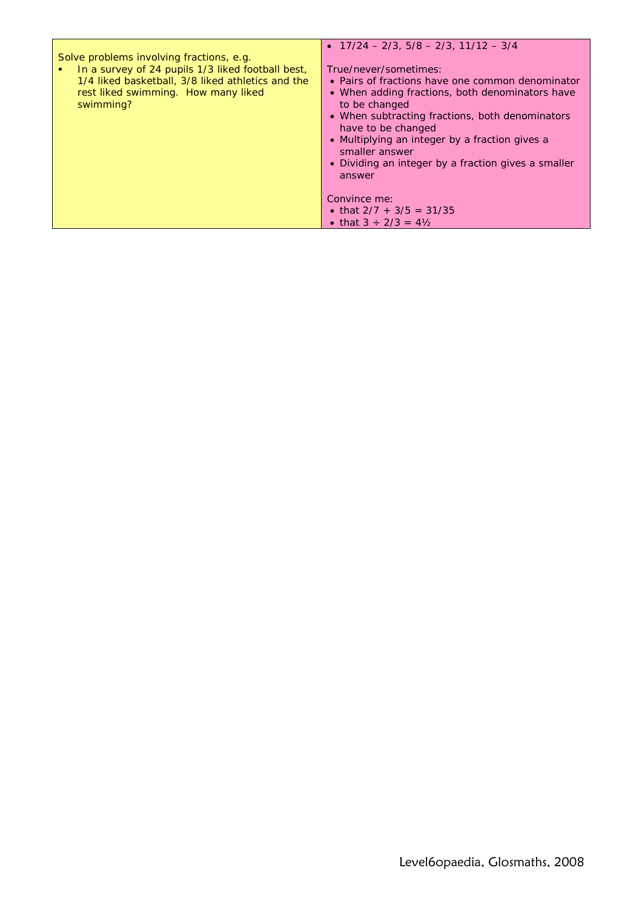| Solve problems involving fractions, e.g.<br>▪ In a survey of 24 pupils 1/3 liked football best, 1/4 liked basketball, 3/8 liked athletics and the rest liked swimming. How many liked swimming? | • 17/24 – 2/3, 5/8 – 2/3, 11/12 – 3/4<br><br>True/never/sometimes:<br>• Pairs of fractions have one common denominator<br>• When adding fractions, both denominators have to be changed<br>• When subtracting fractions, both denominators have to be changed<br>• Multiplying an integer by a fraction gives a smaller answer<br>• Dividing an integer by a fraction gives a smaller answer<br><br>Convince me:<br>• that $2/7 + 3/5 = 31/35$<br>• that $3 \div 2/3 = 4\frac{1}{2}$ |
|---|---|

Level6opaedia, Glosmaths, 2008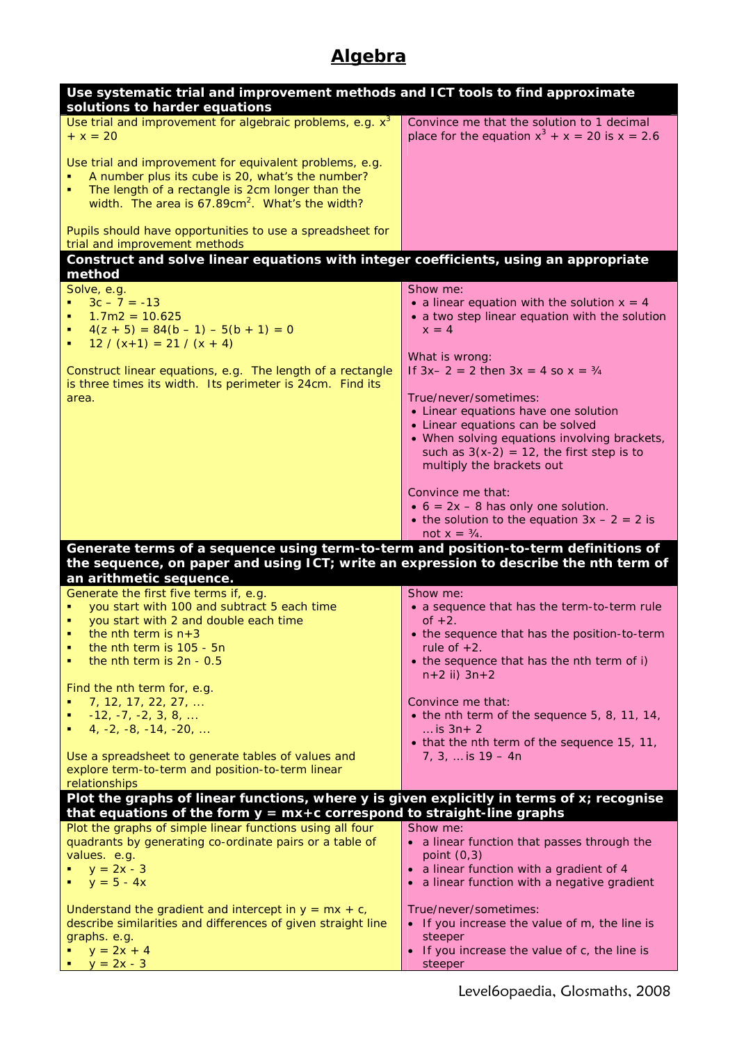# Algebra

## Use systematic trial and improvement methods and ICT tools to find approximate solutions to harder equations

Use trial and improvement for algebraic problems, e.g. $x^3 + x = 20$

Use trial and improvement for equivalent problems, e.g.

- A number plus its cube is 20, what's the number?
- The length of a rectangle is 2cm longer than the width. The area is 67.89cm$^2$. What's the width?

Pupils should have opportunities to use a spreadsheet for trial and improvement methods

Convince me that the solution to 1 decimal place for the equation $x^3 + x = 20$ is $x = 2.6$

## Construct and solve linear equations with integer coefficients, using an appropriate method

Solve, e.g.

- $3c - 7 = -13$
- $1.7m2 = 10.625$
- $4(z + 5) = 84(b - 1) - 5(b + 1) = 0$
- $12 / (x+1) = 21 / (x + 4)$

Construct linear equations, e.g. The length of a rectangle is three times its width. Its perimeter is 24cm. Find its area.

Show me:

- a linear equation with the solution $x = 4$
- a two step linear equation with the solution $x = 4$

What is wrong:
If $3x - 2 = 2$ then $3x = 4$ so $x = ¾$

True/never/sometimes:

- Linear equations have one solution
- Linear equations can be solved
- When solving equations involving brackets, such as $3(x-2) = 12$, the first step is to multiply the brackets out

Convince me that:

- $6 = 2x - 8$ has only one solution.
- the solution to the equation $3x - 2 = 2$ is not $x = ¾$.

## Generate terms of a sequence using term-to-term and position-to-term definitions of the sequence, on paper and using ICT; write an expression to describe the nth term of an arithmetic sequence.

Generate the first five terms if, e.g.

- you start with 100 and subtract 5 each time
- you start with 2 and double each time
- the nth term is $n+3$
- the nth term is $105 - 5n$
- the nth term is $2n - 0.5$

Find the nth term for, e.g.

- 7, 12, 17, 22, 27, …
- -12, -7, -2, 3, 8, …
- 4, -2, -8, -14, -20, …

Use a spreadsheet to generate tables of values and explore term-to-term and position-to-term linear relationships

Show me:

- a sequence that has the term-to-term rule of +2.
- the sequence that has the position-to-term rule of +2.
- the sequence that has the nth term of i) $n+2$ ii) $3n+2$

Convince me that:

- the nth term of the sequence 5, 8, 11, 14, … is $3n+ 2$
- that the nth term of the sequence 15, 11, 7, 3, … is $19 - 4n$

## Plot the graphs of linear functions, where y is given explicitly in terms of x; recognise that equations of the form y = mx+c correspond to straight-line graphs

Plot the graphs of simple linear functions using all four quadrants by generating co-ordinate pairs or a table of values. e.g.

- $y = 2x - 3$
- $y = 5 - 4x$

Understand the gradient and intercept in $y = mx + c$, describe similarities and differences of given straight line graphs. e.g.

- $y = 2x + 4$
- $y = 2x - 3$

Show me:

- a linear function that passes through the point (0,3)
- a linear function with a gradient of 4
- a linear function with a negative gradient

True/never/sometimes:

- If you increase the value of m, the line is steeper
- If you increase the value of c, the line is steeper

Level6opaedia, Glosmaths, 2008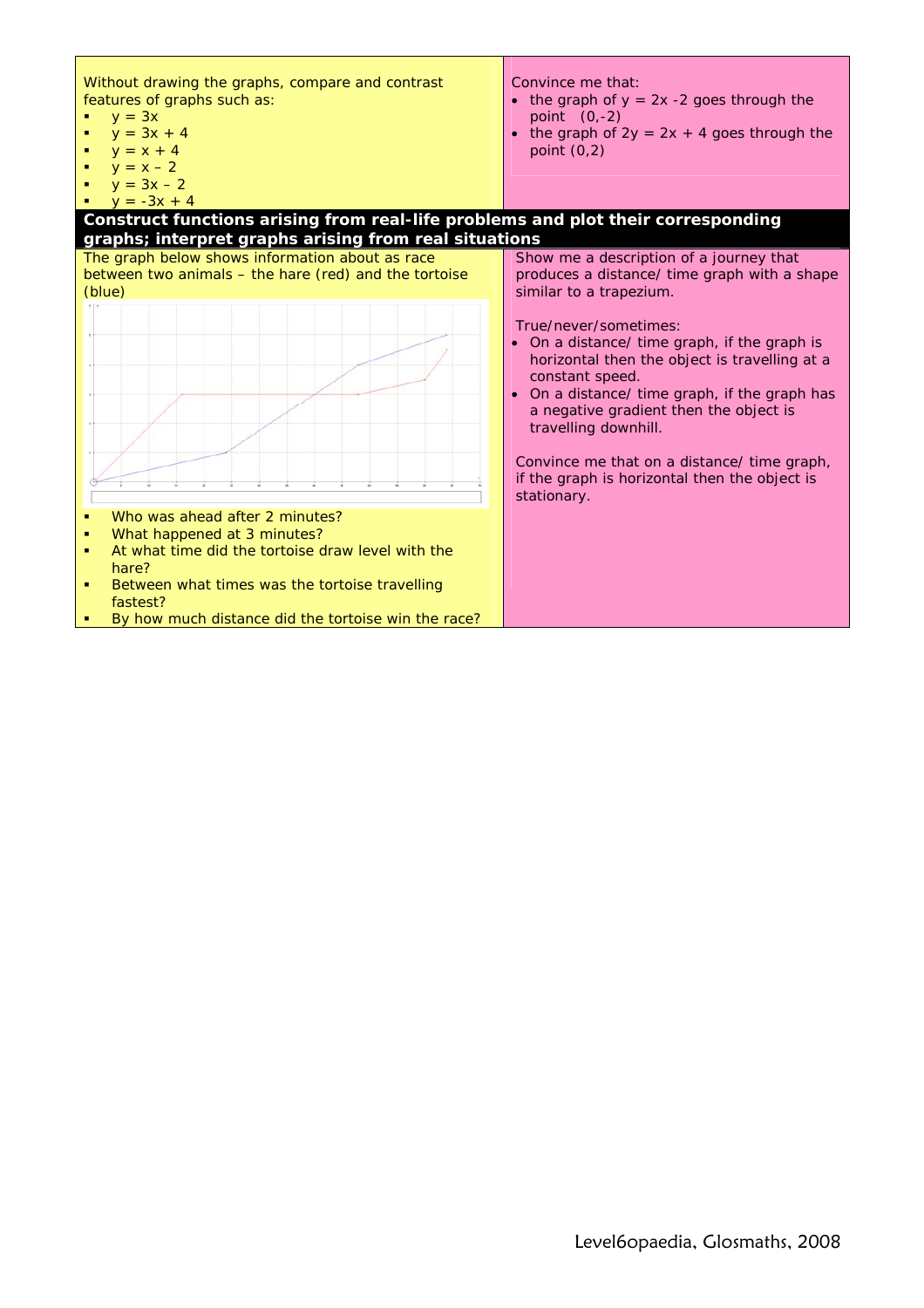Without drawing the graphs, compare and contrast features of graphs such as:

- $y = 3x$
- $y = 3x + 4$
- $y = x + 4$
- $y = x - 2$
- $y = 3x - 2$
- $y = -3x + 4$

Convince me that:

- the graph of $y = 2x - 2$ goes through the point $(0,-2)$
- the graph of $2y = 2x + 4$ goes through the point $(0,2)$

## Construct functions arising from real-life problems and plot their corresponding graphs; interpret graphs arising from real situations

The graph below shows information about as race between two animals – the hare (red) and the tortoise (blue)

- Who was ahead after 2 minutes?
- What happened at 3 minutes?
- At what time did the tortoise draw level with the hare?
- Between what times was the tortoise travelling fastest?
- By how much distance did the tortoise win the race?

Show me a description of a journey that produces a distance/ time graph with a shape similar to a trapezium.

True/never/sometimes:

- On a distance/ time graph, if the graph is horizontal then the object is travelling at a constant speed.
- On a distance/ time graph, if the graph has a negative gradient then the object is travelling downhill.

Convince me that on a distance/ time graph, if the graph is horizontal then the object is stationary.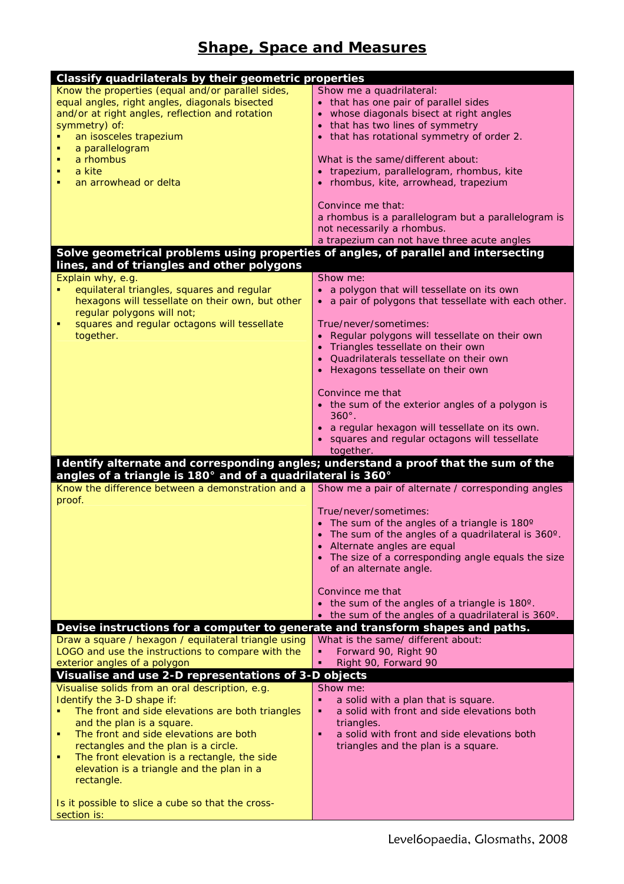# Shape, Space and Measures

| Classify quadrilaterals by their geometric properties | |
|---|---|
| Know the properties (equal and/or parallel sides, equal angles, right angles, diagonals bisected and/or at right angles, reflection and rotation symmetry) of:<br>▪ an isosceles trapezium<br>▪ a parallelogram<br>▪ a rhombus<br>▪ a kite<br>▪ an arrowhead or delta | Show me a quadrilateral:<br>• that has one pair of parallel sides<br>• whose diagonals bisect at right angles<br>• that has two lines of symmetry<br>• that has rotational symmetry of order 2.<br><br>What is the same/different about:<br>• trapezium, parallelogram, rhombus, kite<br>• rhombus, kite, arrowhead, trapezium<br><br>Convince me that:<br>a rhombus is a parallelogram but a parallelogram is not necessarily a rhombus.<br>a trapezium can not have three acute angles |
| **Solve geometrical problems using properties of angles, of parallel and intersecting lines, and of triangles and other polygons** | |
| Explain why, e.g.<br>▪ equilateral triangles, squares and regular hexagons will tessellate on their own, but other regular polygons will not;<br>▪ squares and regular octagons will tessellate together. | Show me:<br>• a polygon that will tessellate on its own<br>• a pair of polygons that tessellate with each other.<br><br>True/never/sometimes:<br>• Regular polygons will tessellate on their own<br>• Triangles tessellate on their own<br>• Quadrilaterals tessellate on their own<br>• Hexagons tessellate on their own<br><br>Convince me that<br>• the sum of the exterior angles of a polygon is 360°.<br>• a regular hexagon will tessellate on its own.<br>• squares and regular octagons will tessellate together. |
| **Identify alternate and corresponding angles; understand a proof that the sum of the angles of a triangle is 180° and of a quadrilateral is 360°** | |
| Know the difference between a demonstration and a proof. | Show me a pair of alternate / corresponding angles<br><br>True/never/sometimes:<br>• The sum of the angles of a triangle is 180º<br>• The sum of the angles of a quadrilateral is 360º.<br>• Alternate angles are equal<br>• The size of a corresponding angle equals the size of an alternate angle.<br><br>Convince me that<br>• the sum of the angles of a triangle is 180º.<br>• the sum of the angles of a quadrilateral is 360º. |
| **Devise instructions for a computer to generate and transform shapes and paths.** | |
| Draw a square / hexagon / equilateral triangle using LOGO and use the instructions to compare with the exterior angles of a polygon | What is the same/ different about:<br>▪ Forward 90, Right 90<br>▪ Right 90, Forward 90 |
| **Visualise and use 2-D representations of 3-D objects** | |
| Visualise solids from an oral description, e.g.<br>Identify the 3-D shape if:<br>▪ The front and side elevations are both triangles and the plan is a square.<br>▪ The front and side elevations are both rectangles and the plan is a circle.<br>▪ The front elevation is a rectangle, the side elevation is a triangle and the plan in a rectangle.<br><br>Is it possible to slice a cube so that the cross-section is: | Show me:<br>▪ a solid with a plan that is square.<br>▪ a solid with front and side elevations both triangles.<br>▪ a solid with front and side elevations both triangles and the plan is a square. |

Level6opaedia, Glosmaths, 2008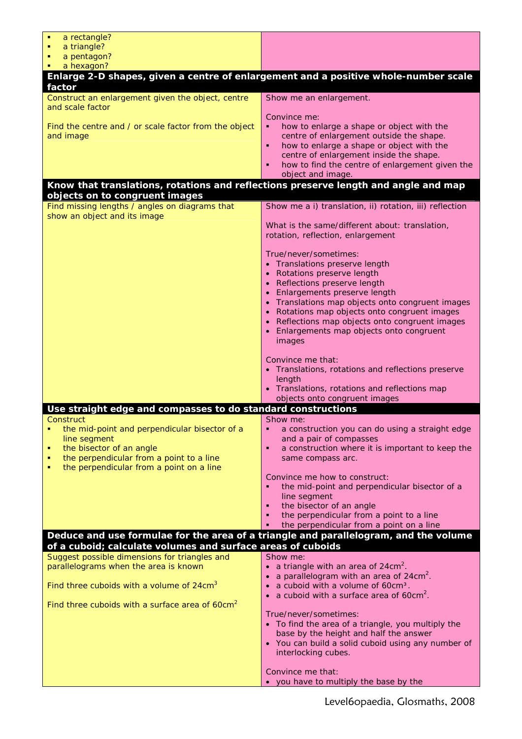| | |
|---|---|
| ▪ a rectangle?<br>▪ a triangle?<br>▪ a pentagon?<br>▪ a hexagon? | |
| **Enlarge 2-D shapes, given a centre of enlargement and a positive whole-number scale factor** | |
| Construct an enlargement given the object, centre and scale factor<br><br>Find the centre and / or scale factor from the object and image | Show me an enlargement.<br><br>Convince me:<br>▪ how to enlarge a shape or object with the centre of enlargement outside the shape.<br>▪ how to enlarge a shape or object with the centre of enlargement inside the shape.<br>▪ how to find the centre of enlargement given the object and image. |
| **Know that translations, rotations and reflections preserve length and angle and map objects on to congruent images** | |
| Find missing lengths / angles on diagrams that show an object and its image | Show me a i) translation, ii) rotation, iii) reflection<br><br>What is the same/different about: translation, rotation, reflection, enlargement<br><br>True/never/sometimes:<br>• Translations preserve length<br>• Rotations preserve length<br>• Reflections preserve length<br>• Enlargements preserve length<br>• Translations map objects onto congruent images<br>• Rotations map objects onto congruent images<br>• Reflections map objects onto congruent images<br>• Enlargements map objects onto congruent images<br><br>Convince me that:<br>• Translations, rotations and reflections preserve length<br>• Translations, rotations and reflections map objects onto congruent images |
| **Use straight edge and compasses to do standard constructions** | |
| Construct<br>▪ the mid-point and perpendicular bisector of a line segment<br>▪ the bisector of an angle<br>▪ the perpendicular from a point to a line<br>▪ the perpendicular from a point on a line | Show me:<br>▪ a construction you can do using a straight edge and a pair of compasses<br>▪ a construction where it is important to keep the same compass arc.<br><br>Convince me how to construct:<br>▪ the mid-point and perpendicular bisector of a line segment<br>▪ the bisector of an angle<br>▪ the perpendicular from a point to a line<br>▪ the perpendicular from a point on a line |
| **Deduce and use formulae for the area of a triangle and parallelogram, and the volume of a cuboid; calculate volumes and surface areas of cuboids** | |
| Suggest possible dimensions for triangles and parallelograms when the area is known<br><br>Find three cuboids with a volume of 24cm$^3$<br><br>Find three cuboids with a surface area of 60cm$^2$ | Show me:<br>• a triangle with an area of 24cm$^2$.<br>• a parallelogram with an area of 24cm$^2$.<br>• a cuboid with a volume of 60cm$^3$.<br>• a cuboid with a surface area of 60cm$^2$.<br><br>True/never/sometimes:<br>• To find the area of a triangle, you multiply the base by the height and half the answer<br>• You can build a solid cuboid using any number of interlocking cubes.<br><br>Convince me that:<br>• you have to multiply the base by the |

Level6opaedia, Glosmaths, 2008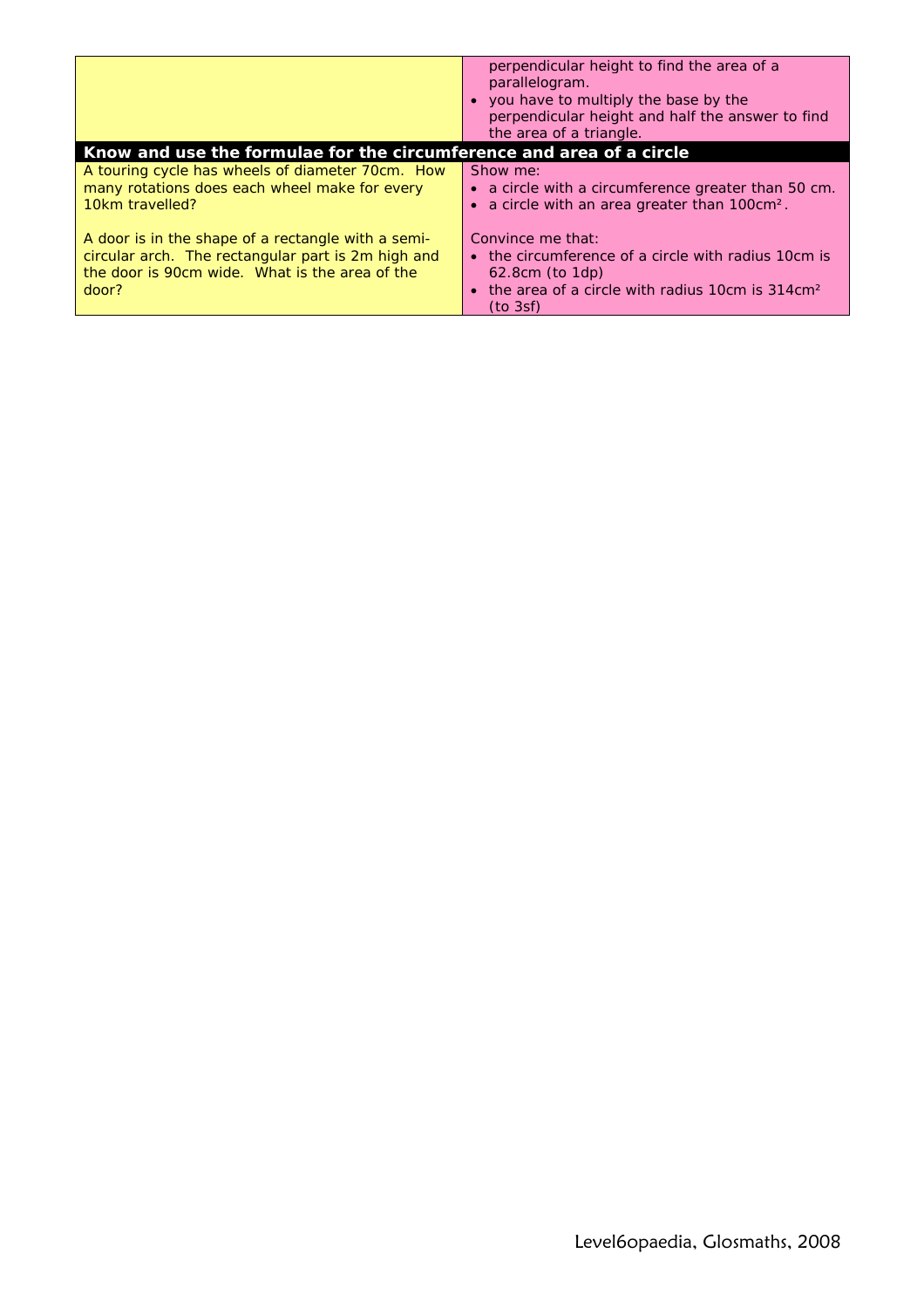| | |
|---|---|
| | perpendicular height to find the area of a parallelogram.<br>• you have to multiply the base by the perpendicular height and half the answer to find the area of a triangle. |
| **Know and use the formulae for the circumference and area of a circle** | |
| A touring cycle has wheels of diameter 70cm. How many rotations does each wheel make for every 10km travelled?<br><br>A door is in the shape of a rectangle with a semi-circular arch. The rectangular part is 2m high and the door is 90cm wide. What is the area of the door? | Show me:<br>• a circle with a circumference greater than 50 cm.<br>• a circle with an area greater than $100cm^2$.<br><br>Convince me that:<br>• the circumference of a circle with radius 10cm is 62.8cm (to 1dp)<br>• the area of a circle with radius 10cm is $314cm^2$ (to 3sf) |

Level6opaedia, Glosmaths, 2008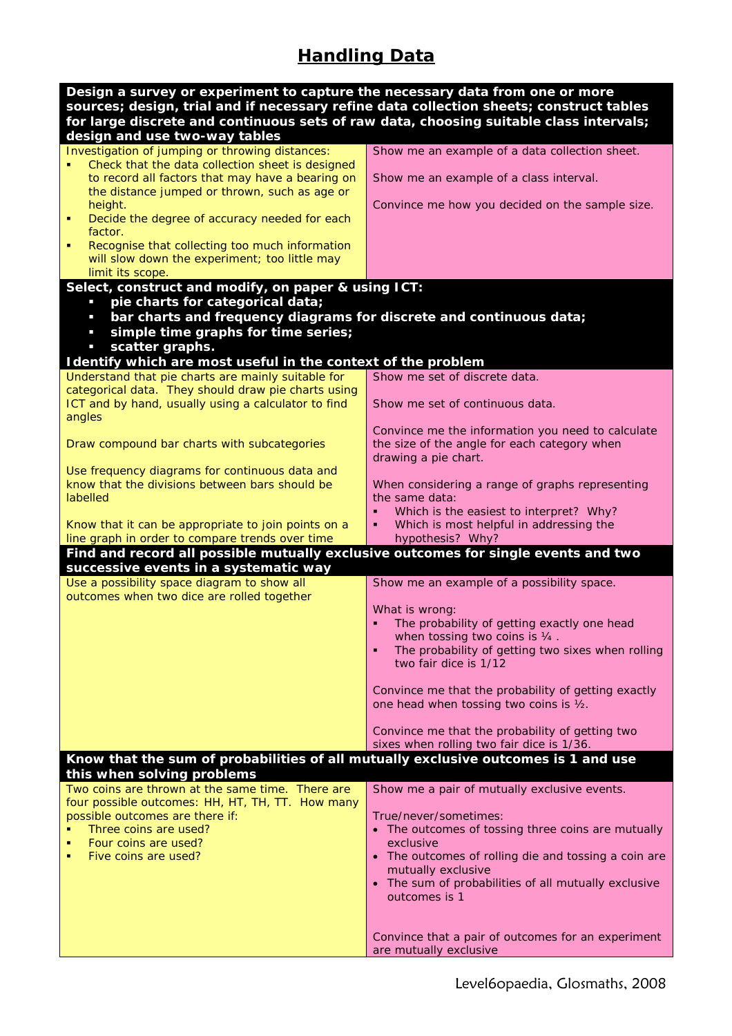# Handling Data

| **Design a survey or experiment to capture the necessary data from one or more sources; design, trial and if necessary refine data collection sheets; construct tables for large discrete and continuous sets of raw data, choosing suitable class intervals; design and use two-way tables** | |
|---|---|
| Investigation of jumping or throwing distances:<br>▪ Check that the data collection sheet is designed to record all factors that may have a bearing on the distance jumped or thrown, such as age or height.<br>▪ Decide the degree of accuracy needed for each factor.<br>▪ Recognise that collecting too much information will slow down the experiment; too little may limit its scope. | Show me an example of a data collection sheet.<br><br>Show me an example of a class interval.<br><br>Convince me how you decided on the sample size. |
| **Select, construct and modify, on paper & using ICT:**<br>▪ **pie charts for categorical data;**<br>▪ **bar charts and frequency diagrams for discrete and continuous data;**<br>▪ **simple time graphs for time series;**<br>▪ **scatter graphs.**<br>**Identify which are most useful in the context of the problem** | |
| Understand that pie charts are mainly suitable for categorical data. They should draw pie charts using ICT and by hand, usually using a calculator to find angles<br><br>Draw compound bar charts with subcategories<br><br>Use frequency diagrams for continuous data and know that the divisions between bars should be labelled<br><br>Know that it can be appropriate to join points on a line graph in order to compare trends over time | Show me set of discrete data.<br><br>Show me set of continuous data.<br><br>Convince me the information you need to calculate the size of the angle for each category when drawing a pie chart.<br><br>When considering a range of graphs representing the same data:<br>▪ Which is the easiest to interpret? Why?<br>▪ Which is most helpful in addressing the hypothesis? Why? |
| **Find and record all possible mutually exclusive outcomes for single events and two successive events in a systematic way** | |
| Use a possibility space diagram to show all outcomes when two dice are rolled together | Show me an example of a possibility space.<br><br>What is wrong:<br>▪ The probability of getting exactly one head when tossing two coins is ¼ .<br>▪ The probability of getting two sixes when rolling two fair dice is 1/12<br><br>Convince me that the probability of getting exactly one head when tossing two coins is ½.<br><br>Convince me that the probability of getting two sixes when rolling two fair dice is 1/36. |
| **Know that the sum of probabilities of all mutually exclusive outcomes is 1 and use this when solving problems** | |
| Two coins are thrown at the same time. There are four possible outcomes: HH, HT, TH, TT. How many possible outcomes are there if:<br>▪ Three coins are used?<br>▪ Four coins are used?<br>▪ Five coins are used? | Show me a pair of mutually exclusive events.<br><br>True/never/sometimes:<br>• The outcomes of tossing three coins are mutually exclusive<br>• The outcomes of rolling die and tossing a coin are mutually exclusive<br>• The sum of probabilities of all mutually exclusive outcomes is 1<br><br>Convince that a pair of outcomes for an experiment are mutually exclusive |

Level6opaedia, Glosmaths, 2008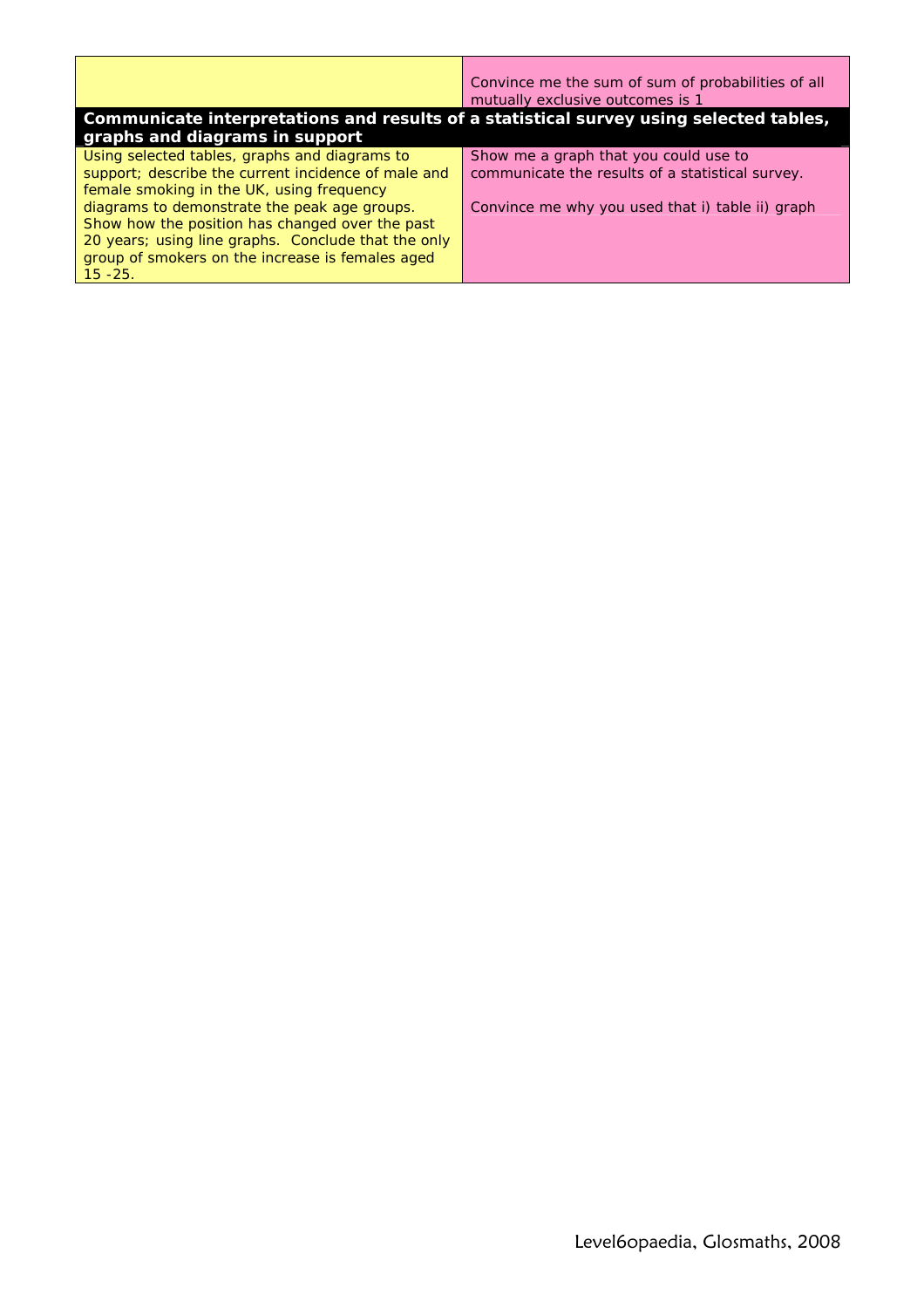| | |
|---|---|
| | Convince me the sum of sum of probabilities of all mutually exclusive outcomes is 1 |

**Communicate interpretations and results of a statistical survey using selected tables, graphs and diagrams in support**

| | |
|---|---|
| Using selected tables, graphs and diagrams to support; describe the current incidence of male and female smoking in the UK, using frequency diagrams to demonstrate the peak age groups. Show how the position has changed over the past 20 years; using line graphs. Conclude that the only group of smokers on the increase is females aged 15 -25. | Show me a graph that you could use to communicate the results of a statistical survey.<br><br>Convince me why you used that i) table ii) graph |

Level6opaedia, Glosmaths, 2008